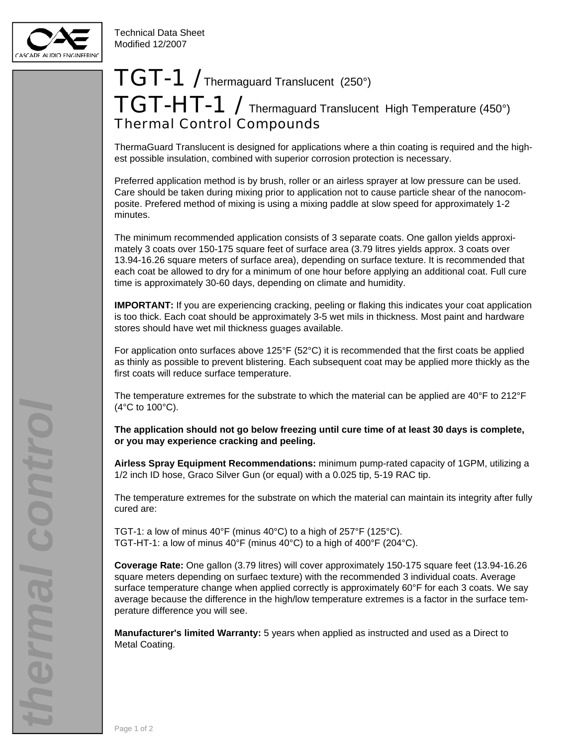Technical Data Sheet
Modified 12/2007

# TGT-1 / Thermaguard Translucent (250°)
# TGT-HT-1 / Thermaguard Translucent High Temperature (450°)
## Thermal Control Compounds

ThermaGuard Translucent is designed for applications where a thin coating is required and the highest possible insulation, combined with superior corrosion protection is necessary.

Preferred application method is by brush, roller or an airless sprayer at low pressure can be used. Care should be taken during mixing prior to application not to cause particle shear of the nanocomposite. Prefered method of mixing is using a mixing paddle at slow speed for approximately 1-2 minutes.

The minimum recommended application consists of 3 separate coats. One gallon yields approximately 3 coats over 150-175 square feet of surface area (3.79 litres yields approx. 3 coats over 13.94-16.26 square meters of surface area), depending on surface texture. It is recommended that each coat be allowed to dry for a minimum of one hour before applying an additional coat. Full cure time is approximately 30-60 days, depending on climate and humidity.

**IMPORTANT:** If you are experiencing cracking, peeling or flaking this indicates your coat application is too thick. Each coat should be approximately 3-5 wet mils in thickness. Most paint and hardware stores should have wet mil thickness guages available.

For application onto surfaces above 125°F (52°C) it is recommended that the first coats be applied as thinly as possible to prevent blistering. Each subsequent coat may be applied more thickly as the first coats will reduce surface temperature.

The temperature extremes for the substrate to which the material can be applied are 40°F to 212°F (4°C to 100°C).

**The application should not go below freezing until cure time of at least 30 days is complete, or you may experience cracking and peeling.**

**Airless Spray Equipment Recommendations:** minimum pump-rated capacity of 1GPM, utilizing a 1/2 inch ID hose, Graco Silver Gun (or equal) with a 0.025 tip, 5-19 RAC tip.

The temperature extremes for the substrate on which the material can maintain its integrity after fully cured are:

TGT-1: a low of minus 40°F (minus 40°C) to a high of 257°F (125°C).
TGT-HT-1: a low of minus 40°F (minus 40°C) to a high of 400°F (204°C).

**Coverage Rate:** One gallon (3.79 litres) will cover approximately 150-175 square feet (13.94-16.26 square meters depending on surfaec texture) with the recommended 3 individual coats. Average surface temperature change when applied correctly is approximately 60°F for each 3 coats. We say average because the difference in the high/low temperature extremes is a factor in the surface temperature difference you will see.

**Manufacturer's limited Warranty:** 5 years when applied as instructed and used as a Direct to Metal Coating.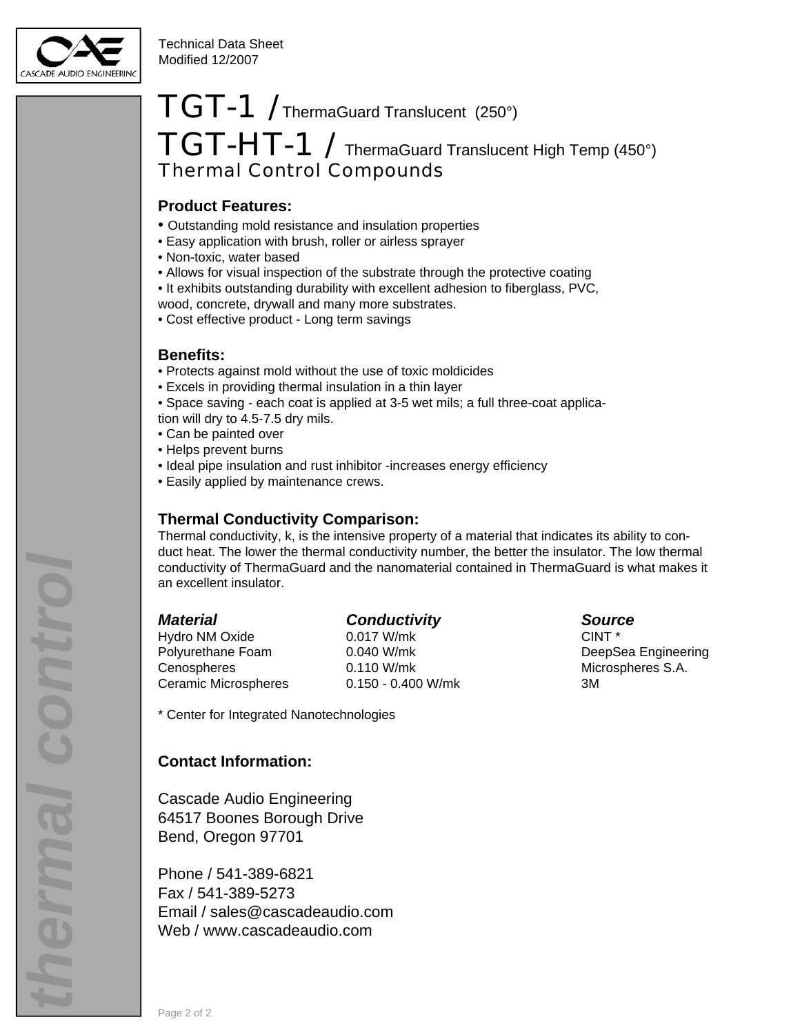Technical Data Sheet
Modified 12/2007

# TGT-1 / ThermaGuard Translucent (250°)
# TGT-HT-1 / ThermaGuard Translucent High Temp (450°)
## Thermal Control Compounds

### Product Features:

- Outstanding mold resistance and insulation properties
- Easy application with brush, roller or airless sprayer
- Non-toxic, water based
- Allows for visual inspection of the substrate through the protective coating
- It exhibits outstanding durability with excellent adhesion to fiberglass, PVC, wood, concrete, drywall and many more substrates.
- Cost effective product - Long term savings

### Benefits:

- Protects against mold without the use of toxic moldicides
- Excels in providing thermal insulation in a thin layer
- Space saving - each coat is applied at 3-5 wet mils; a full three-coat application will dry to 4.5-7.5 dry mils.
- Can be painted over
- Helps prevent burns
- Ideal pipe insulation and rust inhibitor -increases energy efficiency
- Easily applied by maintenance crews.

### Thermal Conductivity Comparison:

Thermal conductivity, k, is the intensive property of a material that indicates its ability to conduct heat. The lower the thermal conductivity number, the better the insulator. The low thermal conductivity of ThermaGuard and the nanomaterial contained in ThermaGuard is what makes it an excellent insulator.

| ***Material*** | ***Conductivity*** | ***Source*** |
|---|---|---|
| Hydro NM Oxide | 0.017 W/mk | CINT * |
| Polyurethane Foam | 0.040 W/mk | DeepSea Engineering |
| Cenospheres | 0.110 W/mk | Microspheres S.A. |
| Ceramic Microspheres | 0.150 - 0.400 W/mk | 3M |

* Center for Integrated Nanotechnologies

### Contact Information:

Cascade Audio Engineering
64517 Boones Borough Drive
Bend, Oregon 97701

Phone / 541-389-6821
Fax / 541-389-5273
Email / sales@cascadeaudio.com
Web / www.cascadeaudio.com

*thermal control*